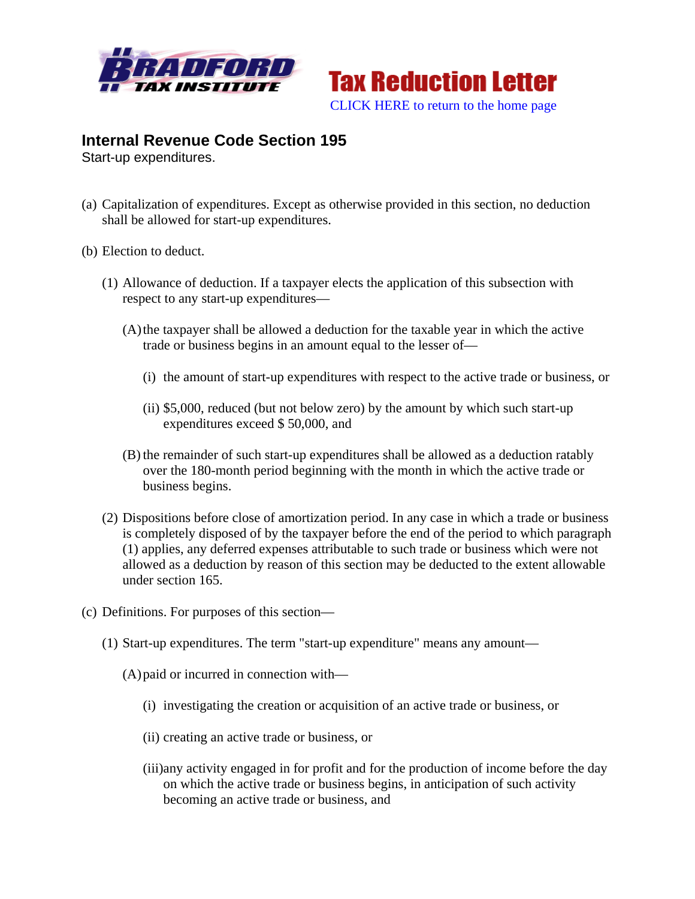Bradford Tax Institute

**Tax Reduction Letter**

CLICK HERE to return to the home page

## Internal Revenue Code Section 195

Start-up expenditures.

(a) Capitalization of expenditures. Except as otherwise provided in this section, no deduction shall be allowed for start-up expenditures.

(b) Election to deduct.

(1) Allowance of deduction. If a taxpayer elects the application of this subsection with respect to any start-up expenditures—

(A) the taxpayer shall be allowed a deduction for the taxable year in which the active trade or business begins in an amount equal to the lesser of—

(i) the amount of start-up expenditures with respect to the active trade or business, or

(ii) $5,000, reduced (but not below zero) by the amount by which such start-up expenditures exceed $ 50,000, and

(B) the remainder of such start-up expenditures shall be allowed as a deduction ratably over the 180-month period beginning with the month in which the active trade or business begins.

(2) Dispositions before close of amortization period. In any case in which a trade or business is completely disposed of by the taxpayer before the end of the period to which paragraph (1) applies, any deferred expenses attributable to such trade or business which were not allowed as a deduction by reason of this section may be deducted to the extent allowable under section 165.

(c) Definitions. For purposes of this section—

(1) Start-up expenditures. The term "start-up expenditure" means any amount—

(A) paid or incurred in connection with—

(i) investigating the creation or acquisition of an active trade or business, or

(ii) creating an active trade or business, or

(iii) any activity engaged in for profit and for the production of income before the day on which the active trade or business begins, in anticipation of such activity becoming an active trade or business, and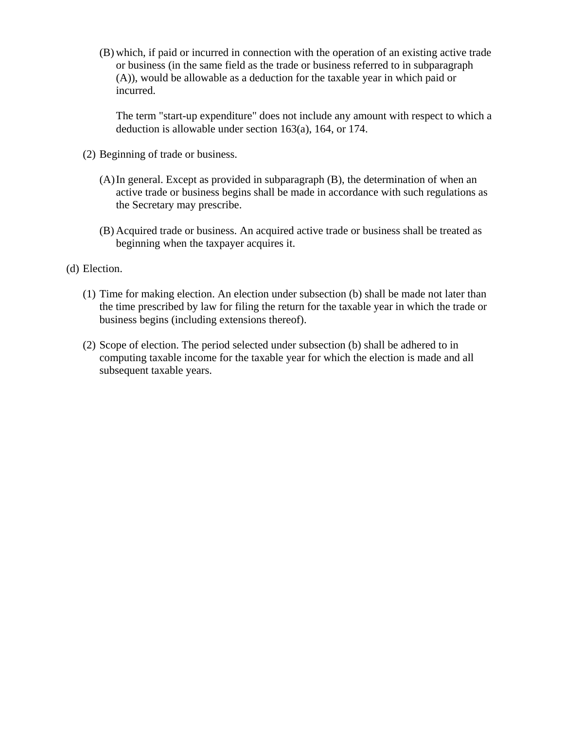(B) which, if paid or incurred in connection with the operation of an existing active trade or business (in the same field as the trade or business referred to in subparagraph (A)), would be allowable as a deduction for the taxable year in which paid or incurred.

The term "start-up expenditure" does not include any amount with respect to which a deduction is allowable under section 163(a), 164, or 174.

(2) Beginning of trade or business.

(A) In general. Except as provided in subparagraph (B), the determination of when an active trade or business begins shall be made in accordance with such regulations as the Secretary may prescribe.

(B) Acquired trade or business. An acquired active trade or business shall be treated as beginning when the taxpayer acquires it.

(d) Election.

(1) Time for making election. An election under subsection (b) shall be made not later than the time prescribed by law for filing the return for the taxable year in which the trade or business begins (including extensions thereof).

(2) Scope of election. The period selected under subsection (b) shall be adhered to in computing taxable income for the taxable year for which the election is made and all subsequent taxable years.